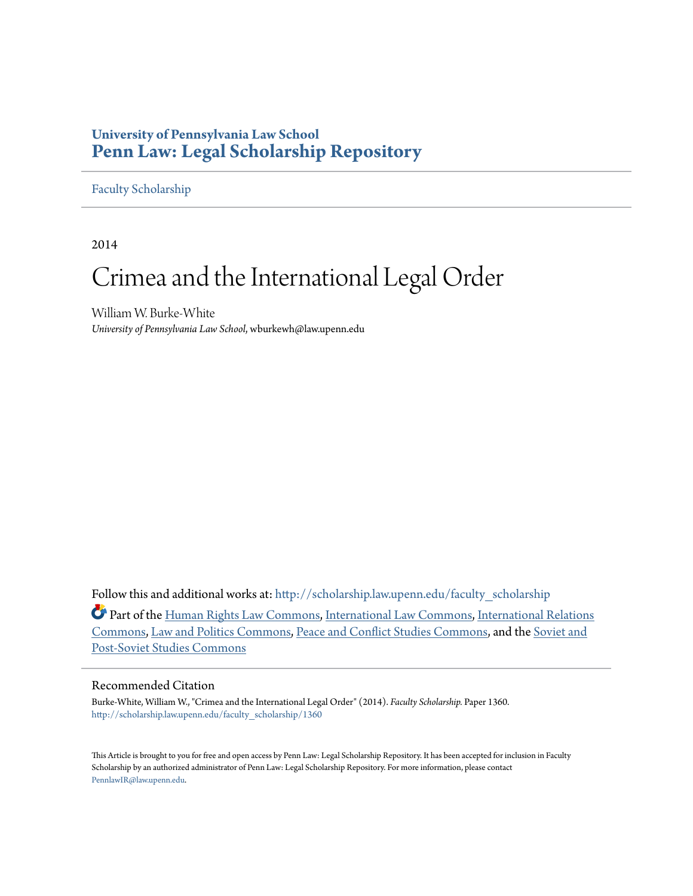**University of Pennsylvania Law School**
**Penn Law: Legal Scholarship Repository**

Faculty Scholarship

2014

# Crimea and the International Legal Order

William W. Burke-White
*University of Pennsylvania Law School*, wburkewh@law.upenn.edu

Follow this and additional works at: http://scholarship.law.upenn.edu/faculty_scholarship

Part of the Human Rights Law Commons, International Law Commons, International Relations Commons, Law and Politics Commons, Peace and Conflict Studies Commons, and the Soviet and Post-Soviet Studies Commons

## Recommended Citation

Burke-White, William W., "Crimea and the International Legal Order" (2014). *Faculty Scholarship.* Paper 1360.
http://scholarship.law.upenn.edu/faculty_scholarship/1360

This Article is brought to you for free and open access by Penn Law: Legal Scholarship Repository. It has been accepted for inclusion in Faculty Scholarship by an authorized administrator of Penn Law: Legal Scholarship Repository. For more information, please contact PennlawIR@law.upenn.edu.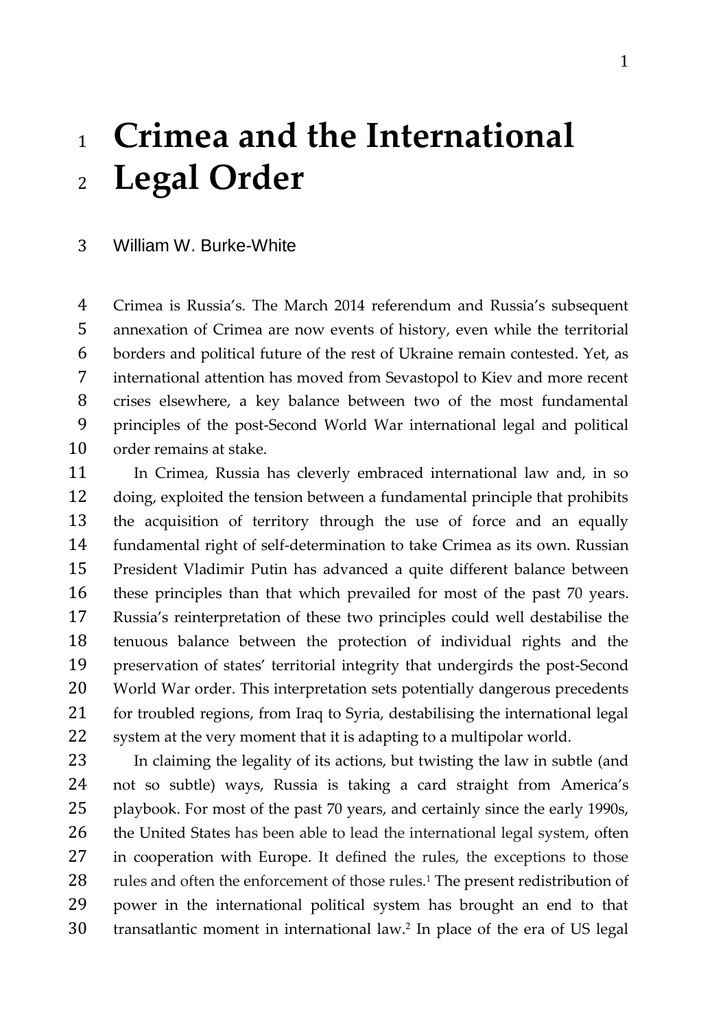# Crimea and the International Legal Order

William W. Burke-White

Crimea is Russia's. The March 2014 referendum and Russia's subsequent annexation of Crimea are now events of history, even while the territorial borders and political future of the rest of Ukraine remain contested. Yet, as international attention has moved from Sevastopol to Kiev and more recent crises elsewhere, a key balance between two of the most fundamental principles of the post-Second World War international legal and political order remains at stake.

In Crimea, Russia has cleverly embraced international law and, in so doing, exploited the tension between a fundamental principle that prohibits the acquisition of territory through the use of force and an equally fundamental right of self-determination to take Crimea as its own. Russian President Vladimir Putin has advanced a quite different balance between these principles than that which prevailed for most of the past 70 years. Russia's reinterpretation of these two principles could well destabilise the tenuous balance between the protection of individual rights and the preservation of states' territorial integrity that undergirds the post-Second World War order. This interpretation sets potentially dangerous precedents for troubled regions, from Iraq to Syria, destabilising the international legal system at the very moment that it is adapting to a multipolar world.

In claiming the legality of its actions, but twisting the law in subtle (and not so subtle) ways, Russia is taking a card straight from America's playbook. For most of the past 70 years, and certainly since the early 1990s, the United States has been able to lead the international legal system, often in cooperation with Europe. It defined the rules, the exceptions to those rules and often the enforcement of those rules.[1] The present redistribution of power in the international political system has brought an end to that transatlantic moment in international law.[2] In place of the era of US legal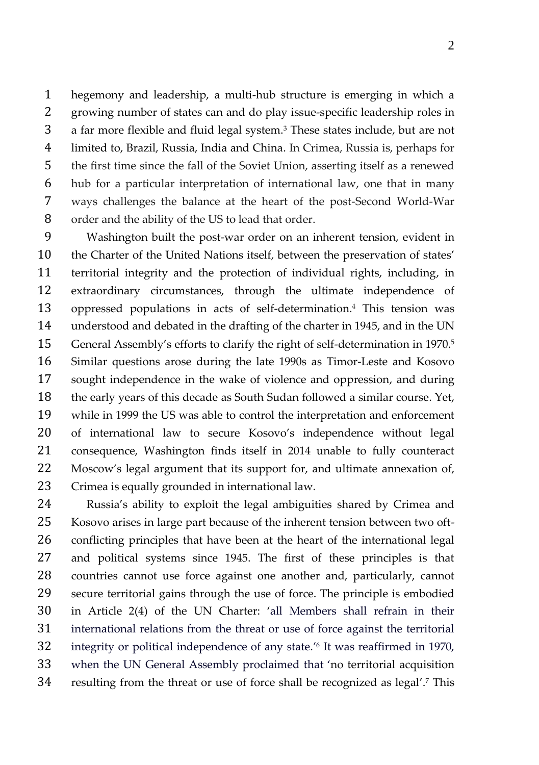hegemony and leadership, a multi-hub structure is emerging in which a growing number of states can and do play issue-specific leadership roles in a far more flexible and fluid legal system.[3] These states include, but are not limited to, Brazil, Russia, India and China. In Crimea, Russia is, perhaps for the first time since the fall of the Soviet Union, asserting itself as a renewed hub for a particular interpretation of international law, one that in many ways challenges the balance at the heart of the post-Second World-War order and the ability of the US to lead that order.

Washington built the post-war order on an inherent tension, evident in the Charter of the United Nations itself, between the preservation of states' territorial integrity and the protection of individual rights, including, in extraordinary circumstances, through the ultimate independence of oppressed populations in acts of self-determination.[4] This tension was understood and debated in the drafting of the charter in 1945, and in the UN General Assembly's efforts to clarify the right of self-determination in 1970.[5] Similar questions arose during the late 1990s as Timor-Leste and Kosovo sought independence in the wake of violence and oppression, and during the early years of this decade as South Sudan followed a similar course. Yet, while in 1999 the US was able to control the interpretation and enforcement of international law to secure Kosovo's independence without legal consequence, Washington finds itself in 2014 unable to fully counteract Moscow's legal argument that its support for, and ultimate annexation of, Crimea is equally grounded in international law.

Russia's ability to exploit the legal ambiguities shared by Crimea and Kosovo arises in large part because of the inherent tension between two oft-conflicting principles that have been at the heart of the international legal and political systems since 1945. The first of these principles is that countries cannot use force against one another and, particularly, cannot secure territorial gains through the use of force. The principle is embodied in Article 2(4) of the UN Charter: 'all Members shall refrain in their international relations from the threat or use of force against the territorial integrity or political independence of any state.'[6] It was reaffirmed in 1970, when the UN General Assembly proclaimed that 'no territorial acquisition resulting from the threat or use of force shall be recognized as legal'.[7] This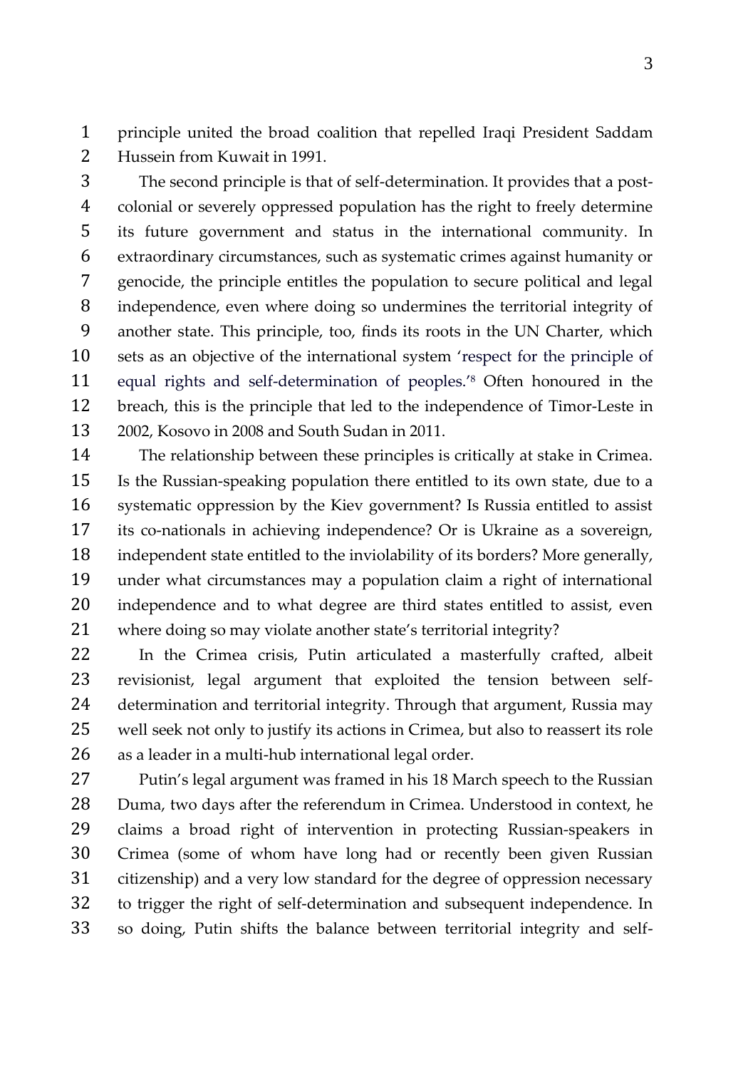principle united the broad coalition that repelled Iraqi President Saddam Hussein from Kuwait in 1991.

The second principle is that of self-determination. It provides that a post-colonial or severely oppressed population has the right to freely determine its future government and status in the international community. In extraordinary circumstances, such as systematic crimes against humanity or genocide, the principle entitles the population to secure political and legal independence, even where doing so undermines the territorial integrity of another state. This principle, too, finds its roots in the UN Charter, which sets as an objective of the international system 'respect for the principle of equal rights and self-determination of peoples.'[8] Often honoured in the breach, this is the principle that led to the independence of Timor-Leste in 2002, Kosovo in 2008 and South Sudan in 2011.

The relationship between these principles is critically at stake in Crimea. Is the Russian-speaking population there entitled to its own state, due to a systematic oppression by the Kiev government? Is Russia entitled to assist its co-nationals in achieving independence? Or is Ukraine as a sovereign, independent state entitled to the inviolability of its borders? More generally, under what circumstances may a population claim a right of international independence and to what degree are third states entitled to assist, even where doing so may violate another state's territorial integrity?

In the Crimea crisis, Putin articulated a masterfully crafted, albeit revisionist, legal argument that exploited the tension between self-determination and territorial integrity. Through that argument, Russia may well seek not only to justify its actions in Crimea, but also to reassert its role as a leader in a multi-hub international legal order.

Putin's legal argument was framed in his 18 March speech to the Russian Duma, two days after the referendum in Crimea. Understood in context, he claims a broad right of intervention in protecting Russian-speakers in Crimea (some of whom have long had or recently been given Russian citizenship) and a very low standard for the degree of oppression necessary to trigger the right of self-determination and subsequent independence. In so doing, Putin shifts the balance between territorial integrity and self-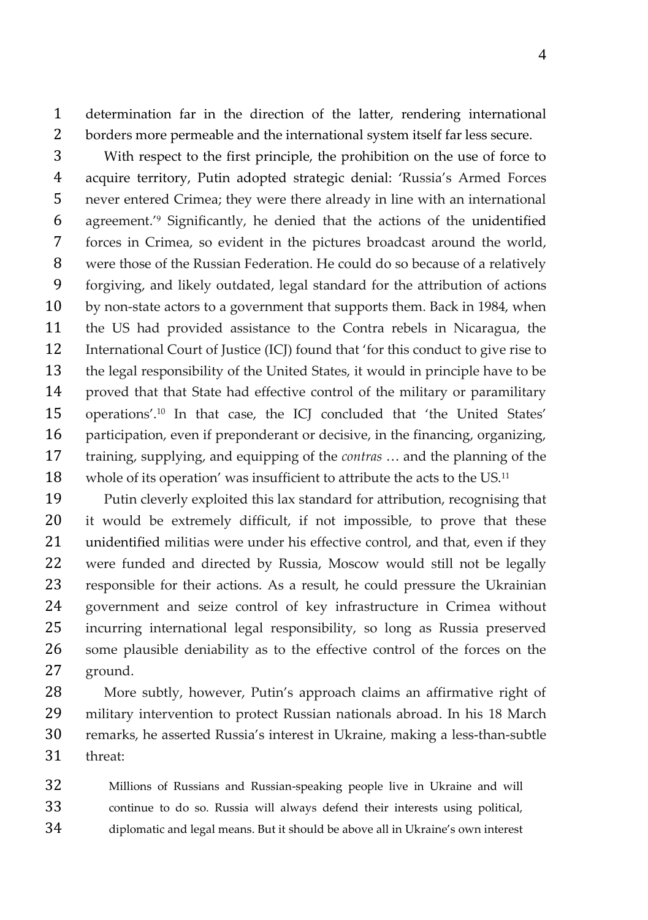determination far in the direction of the latter, rendering international borders more permeable and the international system itself far less secure.

With respect to the first principle, the prohibition on the use of force to acquire territory, Putin adopted strategic denial: 'Russia's Armed Forces never entered Crimea; they were there already in line with an international agreement.'[9] Significantly, he denied that the actions of the unidentified forces in Crimea, so evident in the pictures broadcast around the world, were those of the Russian Federation. He could do so because of a relatively forgiving, and likely outdated, legal standard for the attribution of actions by non-state actors to a government that supports them. Back in 1984, when the US had provided assistance to the Contra rebels in Nicaragua, the International Court of Justice (ICJ) found that 'for this conduct to give rise to the legal responsibility of the United States, it would in principle have to be proved that that State had effective control of the military or paramilitary operations'.[10] In that case, the ICJ concluded that 'the United States' participation, even if preponderant or decisive, in the financing, organizing, training, supplying, and equipping of the *contras* … and the planning of the whole of its operation' was insufficient to attribute the acts to the US.[11]

Putin cleverly exploited this lax standard for attribution, recognising that it would be extremely difficult, if not impossible, to prove that these unidentified militias were under his effective control, and that, even if they were funded and directed by Russia, Moscow would still not be legally responsible for their actions. As a result, he could pressure the Ukrainian government and seize control of key infrastructure in Crimea without incurring international legal responsibility, so long as Russia preserved some plausible deniability as to the effective control of the forces on the ground.

More subtly, however, Putin's approach claims an affirmative right of military intervention to protect Russian nationals abroad. In his 18 March remarks, he asserted Russia's interest in Ukraine, making a less-than-subtle threat:

> Millions of Russians and Russian-speaking people live in Ukraine and will continue to do so. Russia will always defend their interests using political, diplomatic and legal means. But it should be above all in Ukraine's own interest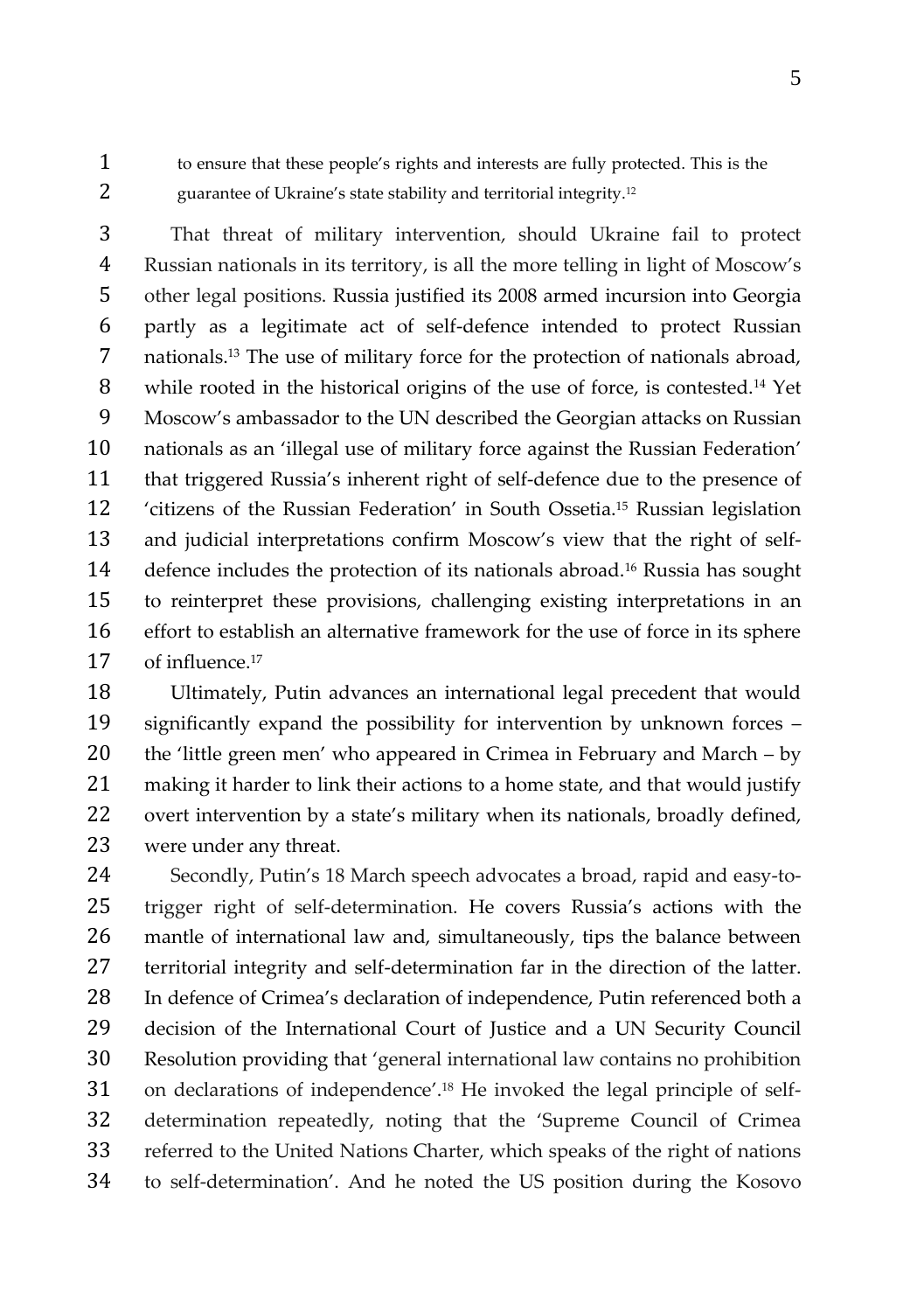> to ensure that these people's rights and interests are fully protected. This is the guarantee of Ukraine's state stability and territorial integrity.[12]

That threat of military intervention, should Ukraine fail to protect Russian nationals in its territory, is all the more telling in light of Moscow's other legal positions. Russia justified its 2008 armed incursion into Georgia partly as a legitimate act of self-defence intended to protect Russian nationals.[13] The use of military force for the protection of nationals abroad, while rooted in the historical origins of the use of force, is contested.[14] Yet Moscow's ambassador to the UN described the Georgian attacks on Russian nationals as an 'illegal use of military force against the Russian Federation' that triggered Russia's inherent right of self-defence due to the presence of 'citizens of the Russian Federation' in South Ossetia.[15] Russian legislation and judicial interpretations confirm Moscow's view that the right of self-defence includes the protection of its nationals abroad.[16] Russia has sought to reinterpret these provisions, challenging existing interpretations in an effort to establish an alternative framework for the use of force in its sphere of influence.[17]

Ultimately, Putin advances an international legal precedent that would significantly expand the possibility for intervention by unknown forces – the 'little green men' who appeared in Crimea in February and March – by making it harder to link their actions to a home state, and that would justify overt intervention by a state's military when its nationals, broadly defined, were under any threat.

Secondly, Putin's 18 March speech advocates a broad, rapid and easy-to-trigger right of self-determination. He covers Russia's actions with the mantle of international law and, simultaneously, tips the balance between territorial integrity and self-determination far in the direction of the latter. In defence of Crimea's declaration of independence, Putin referenced both a decision of the International Court of Justice and a UN Security Council Resolution providing that 'general international law contains no prohibition on declarations of independence'.[18] He invoked the legal principle of self-determination repeatedly, noting that the 'Supreme Council of Crimea referred to the United Nations Charter, which speaks of the right of nations to self-determination'. And he noted the US position during the Kosovo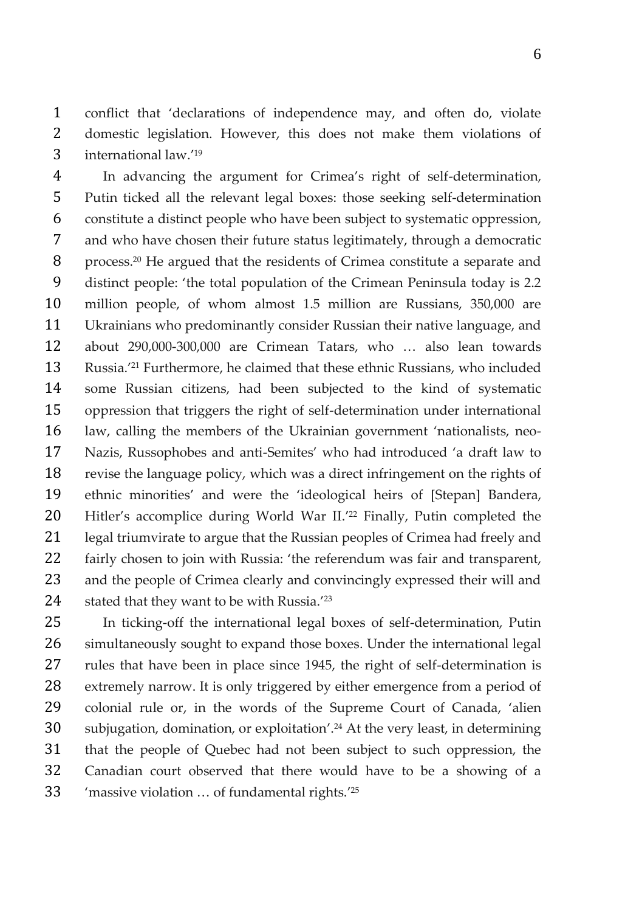conflict that 'declarations of independence may, and often do, violate domestic legislation. However, this does not make them violations of international law.'[19]

In advancing the argument for Crimea's right of self-determination, Putin ticked all the relevant legal boxes: those seeking self-determination constitute a distinct people who have been subject to systematic oppression, and who have chosen their future status legitimately, through a democratic process.[20] He argued that the residents of Crimea constitute a separate and distinct people: 'the total population of the Crimean Peninsula today is 2.2 million people, of whom almost 1.5 million are Russians, 350,000 are Ukrainians who predominantly consider Russian their native language, and about 290,000-300,000 are Crimean Tatars, who … also lean towards Russia.'[21] Furthermore, he claimed that these ethnic Russians, who included some Russian citizens, had been subjected to the kind of systematic oppression that triggers the right of self-determination under international law, calling the members of the Ukrainian government 'nationalists, neo-Nazis, Russophobes and anti-Semites' who had introduced 'a draft law to revise the language policy, which was a direct infringement on the rights of ethnic minorities' and were the 'ideological heirs of [Stepan] Bandera, Hitler's accomplice during World War II.'[22] Finally, Putin completed the legal triumvirate to argue that the Russian peoples of Crimea had freely and fairly chosen to join with Russia: 'the referendum was fair and transparent, and the people of Crimea clearly and convincingly expressed their will and stated that they want to be with Russia.'[23]

In ticking-off the international legal boxes of self-determination, Putin simultaneously sought to expand those boxes. Under the international legal rules that have been in place since 1945, the right of self-determination is extremely narrow. It is only triggered by either emergence from a period of colonial rule or, in the words of the Supreme Court of Canada, 'alien subjugation, domination, or exploitation'.[24] At the very least, in determining that the people of Quebec had not been subject to such oppression, the Canadian court observed that there would have to be a showing of a 'massive violation … of fundamental rights.'[25]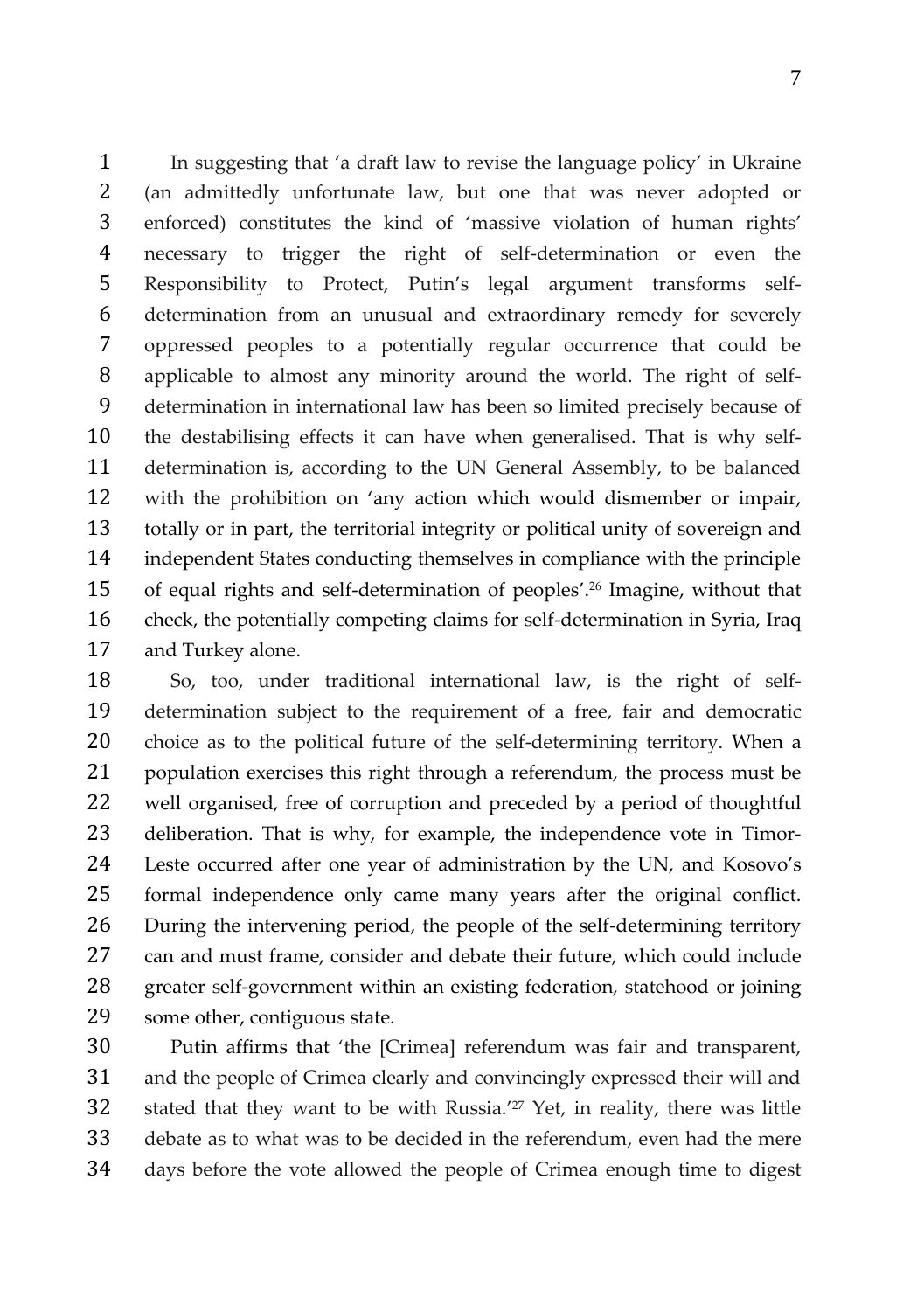In suggesting that 'a draft law to revise the language policy' in Ukraine (an admittedly unfortunate law, but one that was never adopted or enforced) constitutes the kind of 'massive violation of human rights' necessary to trigger the right of self-determination or even the Responsibility to Protect, Putin's legal argument transforms self-determination from an unusual and extraordinary remedy for severely oppressed peoples to a potentially regular occurrence that could be applicable to almost any minority around the world. The right of self-determination in international law has been so limited precisely because of the destabilising effects it can have when generalised. That is why self-determination is, according to the UN General Assembly, to be balanced with the prohibition on 'any action which would dismember or impair, totally or in part, the territorial integrity or political unity of sovereign and independent States conducting themselves in compliance with the principle of equal rights and self-determination of peoples'.[26] Imagine, without that check, the potentially competing claims for self-determination in Syria, Iraq and Turkey alone.

So, too, under traditional international law, is the right of self-determination subject to the requirement of a free, fair and democratic choice as to the political future of the self-determining territory. When a population exercises this right through a referendum, the process must be well organised, free of corruption and preceded by a period of thoughtful deliberation. That is why, for example, the independence vote in Timor-Leste occurred after one year of administration by the UN, and Kosovo's formal independence only came many years after the original conflict. During the intervening period, the people of the self-determining territory can and must frame, consider and debate their future, which could include greater self-government within an existing federation, statehood or joining some other, contiguous state.

Putin affirms that 'the [Crimea] referendum was fair and transparent, and the people of Crimea clearly and convincingly expressed their will and stated that they want to be with Russia.'[27] Yet, in reality, there was little debate as to what was to be decided in the referendum, even had the mere days before the vote allowed the people of Crimea enough time to digest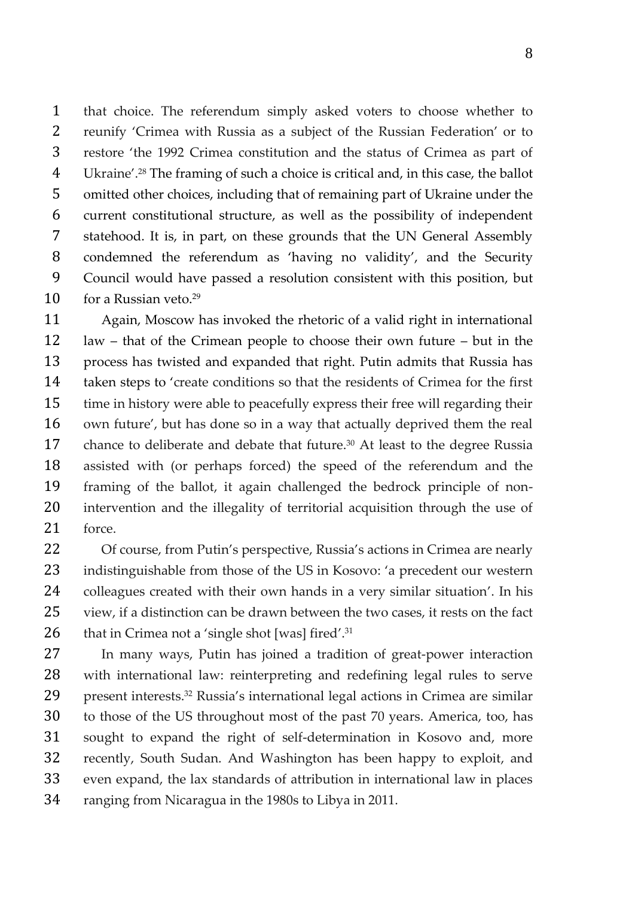that choice. The referendum simply asked voters to choose whether to reunify 'Crimea with Russia as a subject of the Russian Federation' or to restore 'the 1992 Crimea constitution and the status of Crimea as part of Ukraine'.[28] The framing of such a choice is critical and, in this case, the ballot omitted other choices, including that of remaining part of Ukraine under the current constitutional structure, as well as the possibility of independent statehood. It is, in part, on these grounds that the UN General Assembly condemned the referendum as 'having no validity', and the Security Council would have passed a resolution consistent with this position, but for a Russian veto.[29]

Again, Moscow has invoked the rhetoric of a valid right in international law – that of the Crimean people to choose their own future – but in the process has twisted and expanded that right. Putin admits that Russia has taken steps to 'create conditions so that the residents of Crimea for the first time in history were able to peacefully express their free will regarding their own future', but has done so in a way that actually deprived them the real chance to deliberate and debate that future.[30] At least to the degree Russia assisted with (or perhaps forced) the speed of the referendum and the framing of the ballot, it again challenged the bedrock principle of non-intervention and the illegality of territorial acquisition through the use of force.

Of course, from Putin's perspective, Russia's actions in Crimea are nearly indistinguishable from those of the US in Kosovo: 'a precedent our western colleagues created with their own hands in a very similar situation'. In his view, if a distinction can be drawn between the two cases, it rests on the fact that in Crimea not a 'single shot [was] fired'.[31]

In many ways, Putin has joined a tradition of great-power interaction with international law: reinterpreting and redefining legal rules to serve present interests.[32] Russia's international legal actions in Crimea are similar to those of the US throughout most of the past 70 years. America, too, has sought to expand the right of self-determination in Kosovo and, more recently, South Sudan. And Washington has been happy to exploit, and even expand, the lax standards of attribution in international law in places ranging from Nicaragua in the 1980s to Libya in 2011.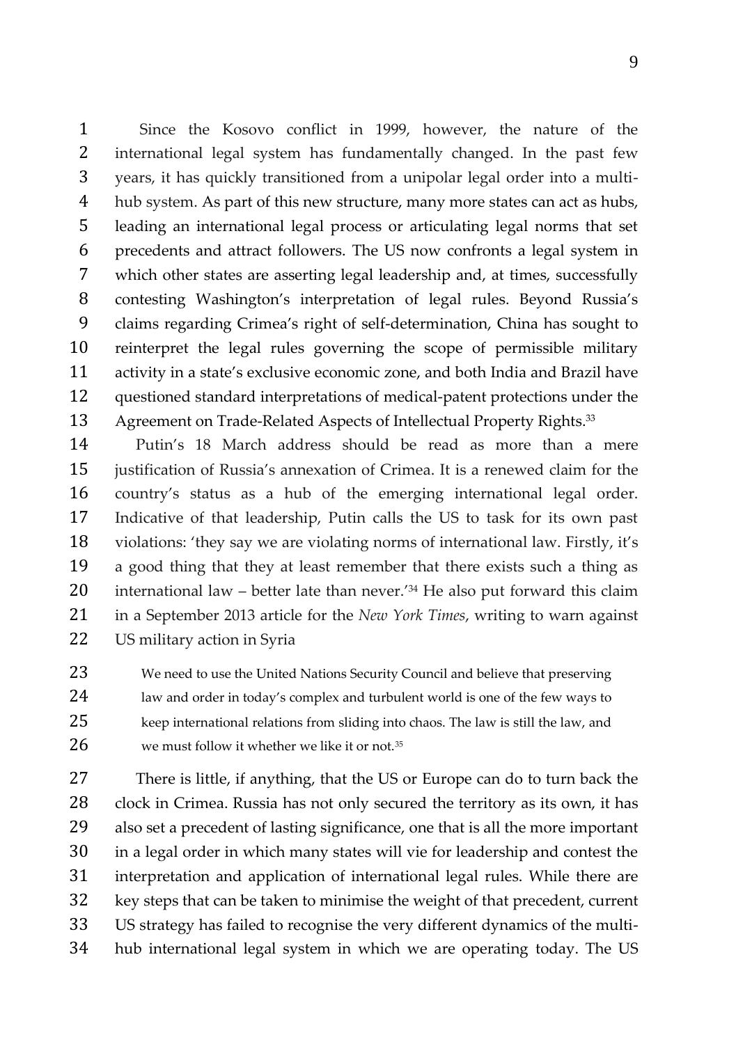Since the Kosovo conflict in 1999, however, the nature of the international legal system has fundamentally changed. In the past few years, it has quickly transitioned from a unipolar legal order into a multi-hub system. As part of this new structure, many more states can act as hubs, leading an international legal process or articulating legal norms that set precedents and attract followers. The US now confronts a legal system in which other states are asserting legal leadership and, at times, successfully contesting Washington's interpretation of legal rules. Beyond Russia's claims regarding Crimea's right of self-determination, China has sought to reinterpret the legal rules governing the scope of permissible military activity in a state's exclusive economic zone, and both India and Brazil have questioned standard interpretations of medical-patent protections under the Agreement on Trade-Related Aspects of Intellectual Property Rights.[33]

Putin's 18 March address should be read as more than a mere justification of Russia's annexation of Crimea. It is a renewed claim for the country's status as a hub of the emerging international legal order. Indicative of that leadership, Putin calls the US to task for its own past violations: 'they say we are violating norms of international law. Firstly, it's a good thing that they at least remember that there exists such a thing as international law – better late than never.'[34] He also put forward this claim in a September 2013 article for the *New York Times*, writing to warn against US military action in Syria

> We need to use the United Nations Security Council and believe that preserving law and order in today's complex and turbulent world is one of the few ways to keep international relations from sliding into chaos. The law is still the law, and we must follow it whether we like it or not.[35]

There is little, if anything, that the US or Europe can do to turn back the clock in Crimea. Russia has not only secured the territory as its own, it has also set a precedent of lasting significance, one that is all the more important in a legal order in which many states will vie for leadership and contest the interpretation and application of international legal rules. While there are key steps that can be taken to minimise the weight of that precedent, current US strategy has failed to recognise the very different dynamics of the multi-hub international legal system in which we are operating today. The US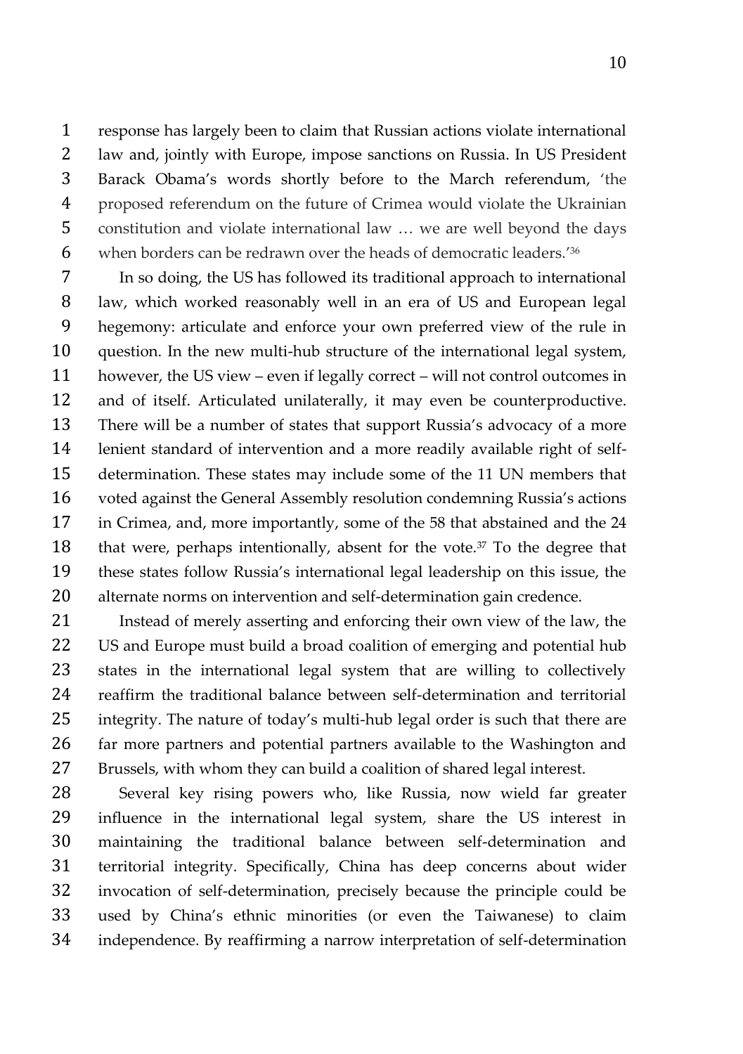response has largely been to claim that Russian actions violate international law and, jointly with Europe, impose sanctions on Russia. In US President Barack Obama's words shortly before to the March referendum, 'the proposed referendum on the future of Crimea would violate the Ukrainian constitution and violate international law … we are well beyond the days when borders can be redrawn over the heads of democratic leaders.'[36]

In so doing, the US has followed its traditional approach to international law, which worked reasonably well in an era of US and European legal hegemony: articulate and enforce your own preferred view of the rule in question. In the new multi-hub structure of the international legal system, however, the US view – even if legally correct – will not control outcomes in and of itself. Articulated unilaterally, it may even be counterproductive. There will be a number of states that support Russia's advocacy of a more lenient standard of intervention and a more readily available right of self-determination. These states may include some of the 11 UN members that voted against the General Assembly resolution condemning Russia's actions in Crimea, and, more importantly, some of the 58 that abstained and the 24 that were, perhaps intentionally, absent for the vote.[37] To the degree that these states follow Russia's international legal leadership on this issue, the alternate norms on intervention and self-determination gain credence.

Instead of merely asserting and enforcing their own view of the law, the US and Europe must build a broad coalition of emerging and potential hub states in the international legal system that are willing to collectively reaffirm the traditional balance between self-determination and territorial integrity. The nature of today's multi-hub legal order is such that there are far more partners and potential partners available to the Washington and Brussels, with whom they can build a coalition of shared legal interest.

Several key rising powers who, like Russia, now wield far greater influence in the international legal system, share the US interest in maintaining the traditional balance between self-determination and territorial integrity. Specifically, China has deep concerns about wider invocation of self-determination, precisely because the principle could be used by China's ethnic minorities (or even the Taiwanese) to claim independence. By reaffirming a narrow interpretation of self-determination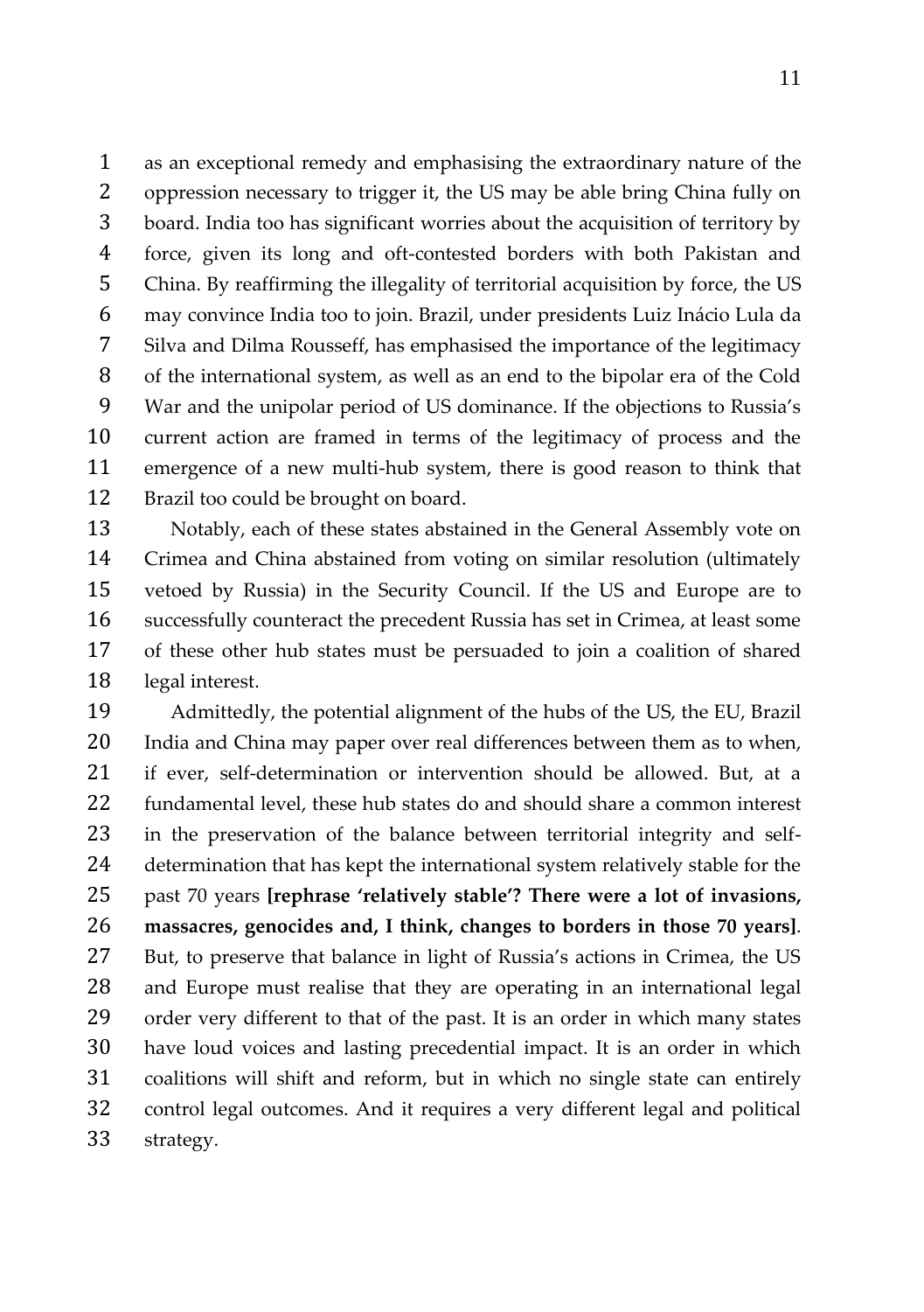as an exceptional remedy and emphasising the extraordinary nature of the oppression necessary to trigger it, the US may be able bring China fully on board. India too has significant worries about the acquisition of territory by force, given its long and oft-contested borders with both Pakistan and China. By reaffirming the illegality of territorial acquisition by force, the US may convince India too to join. Brazil, under presidents Luiz Inácio Lula da Silva and Dilma Rousseff, has emphasised the importance of the legitimacy of the international system, as well as an end to the bipolar era of the Cold War and the unipolar period of US dominance. If the objections to Russia's current action are framed in terms of the legitimacy of process and the emergence of a new multi-hub system, there is good reason to think that Brazil too could be brought on board.

Notably, each of these states abstained in the General Assembly vote on Crimea and China abstained from voting on similar resolution (ultimately vetoed by Russia) in the Security Council. If the US and Europe are to successfully counteract the precedent Russia has set in Crimea, at least some of these other hub states must be persuaded to join a coalition of shared legal interest.

Admittedly, the potential alignment of the hubs of the US, the EU, Brazil India and China may paper over real differences between them as to when, if ever, self-determination or intervention should be allowed. But, at a fundamental level, these hub states do and should share a common interest in the preservation of the balance between territorial integrity and self-determination that has kept the international system relatively stable for the past 70 years **[rephrase 'relatively stable'? There were a lot of invasions, massacres, genocides and, I think, changes to borders in those 70 years]**. But, to preserve that balance in light of Russia's actions in Crimea, the US and Europe must realise that they are operating in an international legal order very different to that of the past. It is an order in which many states have loud voices and lasting precedential impact. It is an order in which coalitions will shift and reform, but in which no single state can entirely control legal outcomes. And it requires a very different legal and political strategy.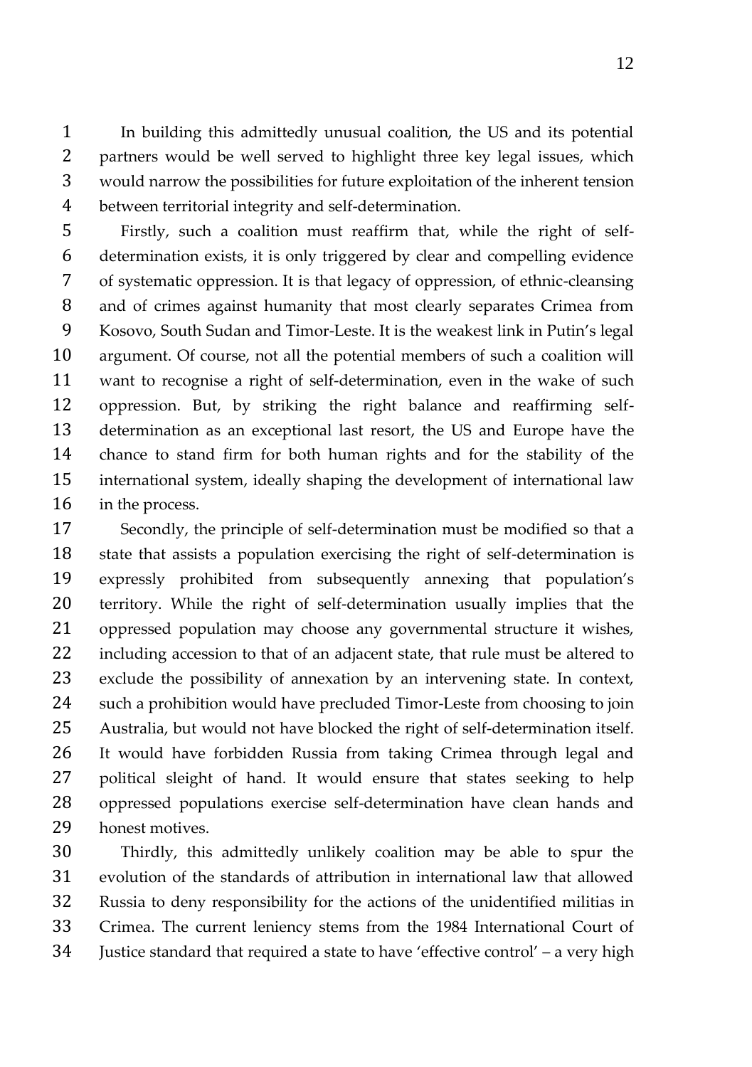In building this admittedly unusual coalition, the US and its potential partners would be well served to highlight three key legal issues, which would narrow the possibilities for future exploitation of the inherent tension between territorial integrity and self-determination.

Firstly, such a coalition must reaffirm that, while the right of self-determination exists, it is only triggered by clear and compelling evidence of systematic oppression. It is that legacy of oppression, of ethnic-cleansing and of crimes against humanity that most clearly separates Crimea from Kosovo, South Sudan and Timor-Leste. It is the weakest link in Putin's legal argument. Of course, not all the potential members of such a coalition will want to recognise a right of self-determination, even in the wake of such oppression. But, by striking the right balance and reaffirming self-determination as an exceptional last resort, the US and Europe have the chance to stand firm for both human rights and for the stability of the international system, ideally shaping the development of international law in the process.

Secondly, the principle of self-determination must be modified so that a state that assists a population exercising the right of self-determination is expressly prohibited from subsequently annexing that population's territory. While the right of self-determination usually implies that the oppressed population may choose any governmental structure it wishes, including accession to that of an adjacent state, that rule must be altered to exclude the possibility of annexation by an intervening state. In context, such a prohibition would have precluded Timor-Leste from choosing to join Australia, but would not have blocked the right of self-determination itself. It would have forbidden Russia from taking Crimea through legal and political sleight of hand. It would ensure that states seeking to help oppressed populations exercise self-determination have clean hands and honest motives.

Thirdly, this admittedly unlikely coalition may be able to spur the evolution of the standards of attribution in international law that allowed Russia to deny responsibility for the actions of the unidentified militias in Crimea. The current leniency stems from the 1984 International Court of Justice standard that required a state to have 'effective control' – a very high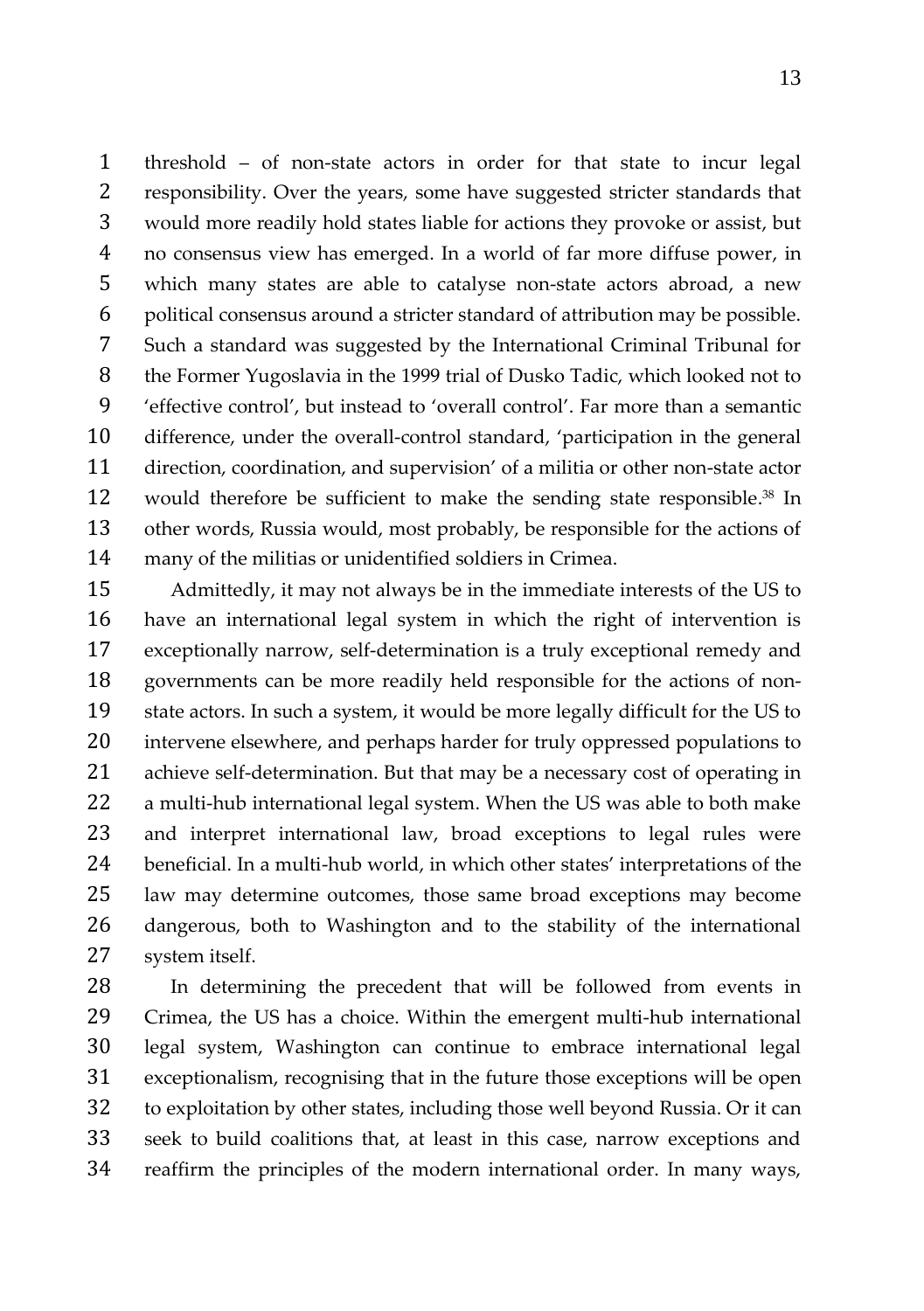threshold – of non-state actors in order for that state to incur legal responsibility. Over the years, some have suggested stricter standards that would more readily hold states liable for actions they provoke or assist, but no consensus view has emerged. In a world of far more diffuse power, in which many states are able to catalyse non-state actors abroad, a new political consensus around a stricter standard of attribution may be possible. Such a standard was suggested by the International Criminal Tribunal for the Former Yugoslavia in the 1999 trial of Dusko Tadic, which looked not to 'effective control', but instead to 'overall control'. Far more than a semantic difference, under the overall-control standard, 'participation in the general direction, coordination, and supervision' of a militia or other non-state actor would therefore be sufficient to make the sending state responsible.[38] In other words, Russia would, most probably, be responsible for the actions of many of the militias or unidentified soldiers in Crimea.

Admittedly, it may not always be in the immediate interests of the US to have an international legal system in which the right of intervention is exceptionally narrow, self-determination is a truly exceptional remedy and governments can be more readily held responsible for the actions of non-state actors. In such a system, it would be more legally difficult for the US to intervene elsewhere, and perhaps harder for truly oppressed populations to achieve self-determination. But that may be a necessary cost of operating in a multi-hub international legal system. When the US was able to both make and interpret international law, broad exceptions to legal rules were beneficial. In a multi-hub world, in which other states' interpretations of the law may determine outcomes, those same broad exceptions may become dangerous, both to Washington and to the stability of the international system itself.

In determining the precedent that will be followed from events in Crimea, the US has a choice. Within the emergent multi-hub international legal system, Washington can continue to embrace international legal exceptionalism, recognising that in the future those exceptions will be open to exploitation by other states, including those well beyond Russia. Or it can seek to build coalitions that, at least in this case, narrow exceptions and reaffirm the principles of the modern international order. In many ways,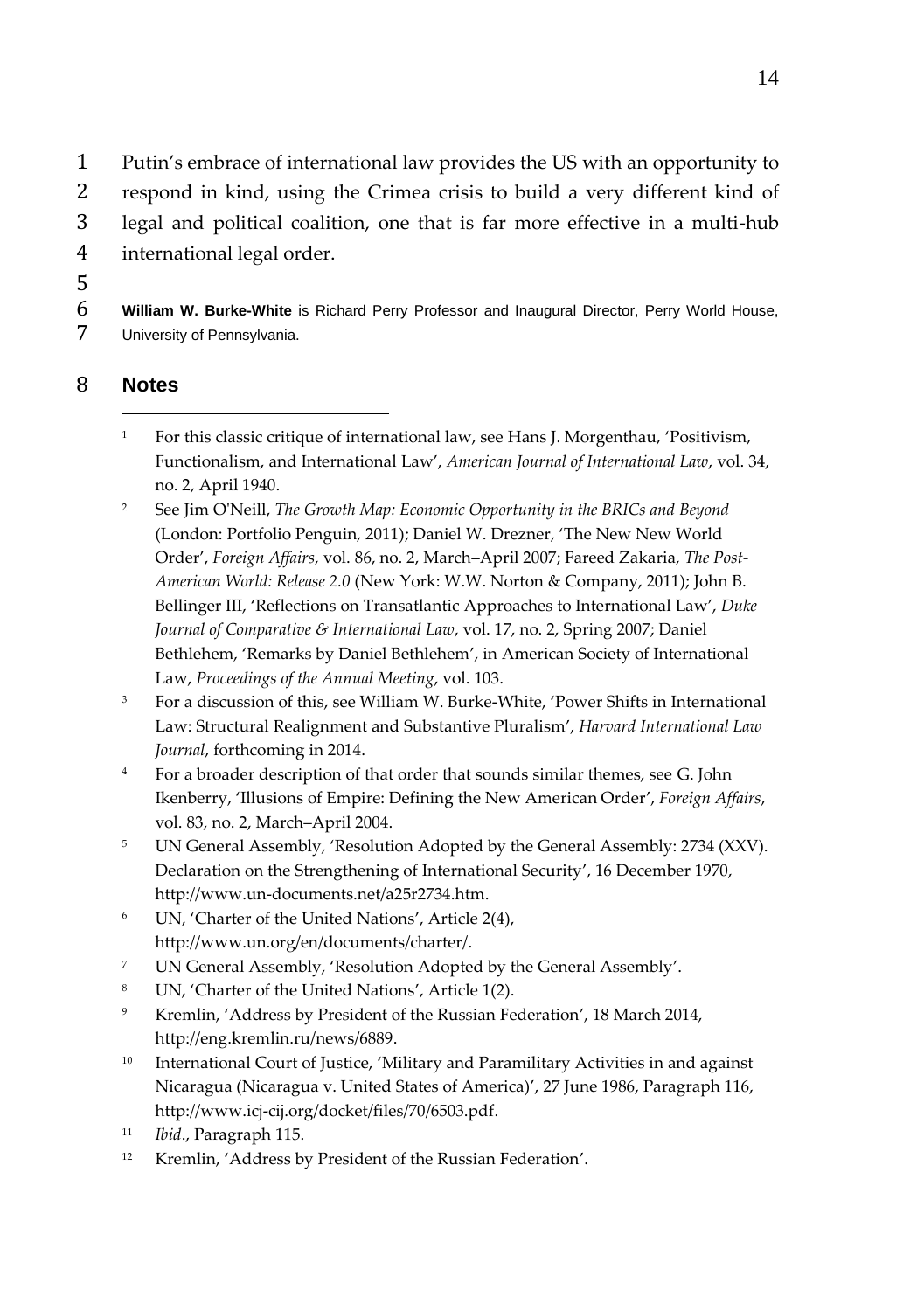Putin's embrace of international law provides the US with an opportunity to respond in kind, using the Crimea crisis to build a very different kind of legal and political coalition, one that is far more effective in a multi-hub international legal order.

**William W. Burke-White** is Richard Perry Professor and Inaugural Director, Perry World House, University of Pennsylvania.

## Notes

1. For this classic critique of international law, see Hans J. Morgenthau, 'Positivism, Functionalism, and International Law', *American Journal of International Law*, vol. 34, no. 2, April 1940.
2. See Jim O'Neill, *The Growth Map: Economic Opportunity in the BRICs and Beyond* (London: Portfolio Penguin, 2011); Daniel W. Drezner, 'The New New World Order', *Foreign Affairs*, vol. 86, no. 2, March–April 2007; Fareed Zakaria, *The Post-American World: Release 2.0* (New York: W.W. Norton & Company, 2011); John B. Bellinger III, 'Reflections on Transatlantic Approaches to International Law', *Duke Journal of Comparative & International Law*, vol. 17, no. 2, Spring 2007; Daniel Bethlehem, 'Remarks by Daniel Bethlehem', in American Society of International Law, *Proceedings of the Annual Meeting*, vol. 103.
3. For a discussion of this, see William W. Burke-White, 'Power Shifts in International Law: Structural Realignment and Substantive Pluralism', *Harvard International Law Journal*, forthcoming in 2014.
4. For a broader description of that order that sounds similar themes, see G. John Ikenberry, 'Illusions of Empire: Defining the New American Order', *Foreign Affairs*, vol. 83, no. 2, March–April 2004.
5. UN General Assembly, 'Resolution Adopted by the General Assembly: 2734 (XXV). Declaration on the Strengthening of International Security', 16 December 1970, http://www.un-documents.net/a25r2734.htm.
6. UN, 'Charter of the United Nations', Article 2(4), http://www.un.org/en/documents/charter/.
7. UN General Assembly, 'Resolution Adopted by the General Assembly'.
8. UN, 'Charter of the United Nations', Article 1(2).
9. Kremlin, 'Address by President of the Russian Federation', 18 March 2014, http://eng.kremlin.ru/news/6889.
10. International Court of Justice, 'Military and Paramilitary Activities in and against Nicaragua (Nicaragua v. United States of America)', 27 June 1986, Paragraph 116, http://www.icj-cij.org/docket/files/70/6503.pdf.
11. *Ibid*., Paragraph 115.
12. Kremlin, 'Address by President of the Russian Federation'.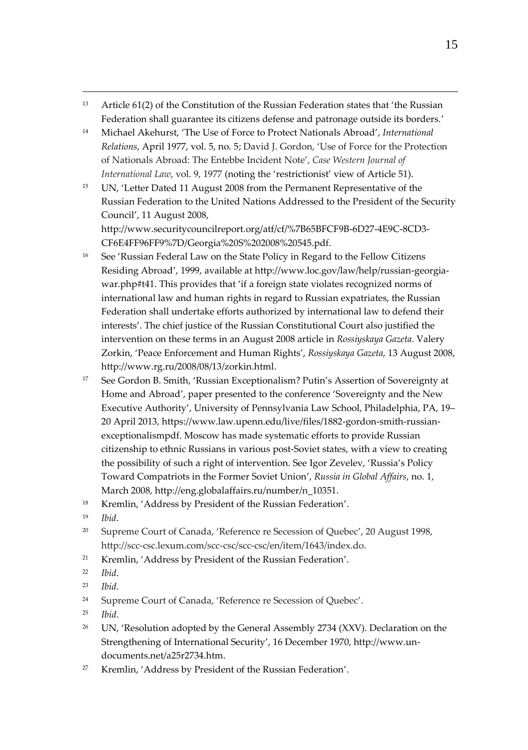[13] Article 61(2) of the Constitution of the Russian Federation states that 'the Russian Federation shall guarantee its citizens defense and patronage outside its borders.'

[14] Michael Akehurst, 'The Use of Force to Protect Nationals Abroad', *International Relations*, April 1977, vol. 5, no. 5; David J. Gordon, 'Use of Force for the Protection of Nationals Abroad: The Entebbe Incident Note', *Case Western Journal of International Law*, vol. 9, 1977 (noting the 'restrictionist' view of Article 51).

[15] UN, 'Letter Dated 11 August 2008 from the Permanent Representative of the Russian Federation to the United Nations Addressed to the President of the Security Council', 11 August 2008, http://www.securitycouncilreport.org/atf/cf/%7B65BFCF9B-6D27-4E9C-8CD3-CF6E4FF96FF9%7D/Georgia%20S%202008%20545.pdf.

[16] See 'Russian Federal Law on the State Policy in Regard to the Fellow Citizens Residing Abroad', 1999, available at http://www.loc.gov/law/help/russian-georgia-war.php#t41. This provides that 'if a foreign state violates recognized norms of international law and human rights in regard to Russian expatriates, the Russian Federation shall undertake efforts authorized by international law to defend their interests'. The chief justice of the Russian Constitutional Court also justified the intervention on these terms in an August 2008 article in *Rossiyskaya Gazeta*. Valery Zorkin, 'Peace Enforcement and Human Rights', *Rossiyskaya Gazeta*, 13 August 2008, http://www.rg.ru/2008/08/13/zorkin.html.

[17] See Gordon B. Smith, 'Russian Exceptionalism? Putin's Assertion of Sovereignty at Home and Abroad', paper presented to the conference 'Sovereignty and the New Executive Authority', University of Pennsylvania Law School, Philadelphia, PA, 19–20 April 2013, https://www.law.upenn.edu/live/files/1882-gordon-smith-russian-exceptionalismpdf. Moscow has made systematic efforts to provide Russian citizenship to ethnic Russians in various post-Soviet states, with a view to creating the possibility of such a right of intervention. See Igor Zevelev, 'Russia's Policy Toward Compatriots in the Former Soviet Union', *Russia in Global Affairs*, no. 1, March 2008, http://eng.globalaffairs.ru/number/n_10351.

[18] Kremlin, 'Address by President of the Russian Federation'.

[19] *Ibid*.

[20] Supreme Court of Canada, 'Reference re Secession of Quebec', 20 August 1998, http://scc-csc.lexum.com/scc-csc/scc-csc/en/item/1643/index.do.

[21] Kremlin, 'Address by President of the Russian Federation'.

[22] *Ibid*.

[23] *Ibid*.

[24] Supreme Court of Canada, 'Reference re Secession of Quebec'.

[25] *Ibid*.

[26] UN, 'Resolution adopted by the General Assembly 2734 (XXV). Declaration on the Strengthening of International Security', 16 December 1970, http://www.un-documents.net/a25r2734.htm.

[27] Kremlin, 'Address by President of the Russian Federation'.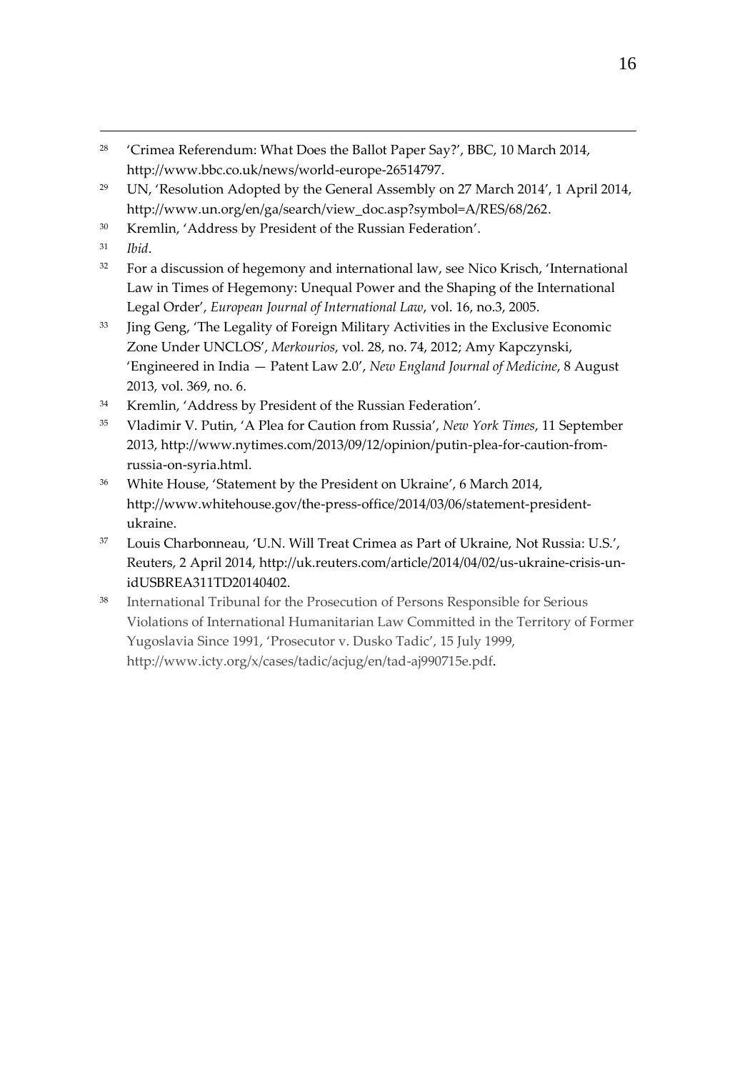[28] 'Crimea Referendum: What Does the Ballot Paper Say?', BBC, 10 March 2014, http://www.bbc.co.uk/news/world-europe-26514797.

[29] UN, 'Resolution Adopted by the General Assembly on 27 March 2014', 1 April 2014, http://www.un.org/en/ga/search/view_doc.asp?symbol=A/RES/68/262.

[30] Kremlin, 'Address by President of the Russian Federation'.

[31] *Ibid*.

[32] For a discussion of hegemony and international law, see Nico Krisch, 'International Law in Times of Hegemony: Unequal Power and the Shaping of the International Legal Order', *European Journal of International Law*, vol. 16, no.3, 2005.

[33] Jing Geng, 'The Legality of Foreign Military Activities in the Exclusive Economic Zone Under UNCLOS', *Merkourios*, vol. 28, no. 74, 2012; Amy Kapczynski, 'Engineered in India — Patent Law 2.0', *New England Journal of Medicine*, 8 August 2013, vol. 369, no. 6.

[34] Kremlin, 'Address by President of the Russian Federation'.

[35] Vladimir V. Putin, 'A Plea for Caution from Russia', *New York Times*, 11 September 2013, http://www.nytimes.com/2013/09/12/opinion/putin-plea-for-caution-from-russia-on-syria.html.

[36] White House, 'Statement by the President on Ukraine', 6 March 2014, http://www.whitehouse.gov/the-press-office/2014/03/06/statement-president-ukraine.

[37] Louis Charbonneau, 'U.N. Will Treat Crimea as Part of Ukraine, Not Russia: U.S.', Reuters, 2 April 2014, http://uk.reuters.com/article/2014/04/02/us-ukraine-crisis-un-idUSBREA311TD20140402.

[38] International Tribunal for the Prosecution of Persons Responsible for Serious Violations of International Humanitarian Law Committed in the Territory of Former Yugoslavia Since 1991, 'Prosecutor v. Dusko Tadic', 15 July 1999, http://www.icty.org/x/cases/tadic/acjug/en/tad-aj990715e.pdf.